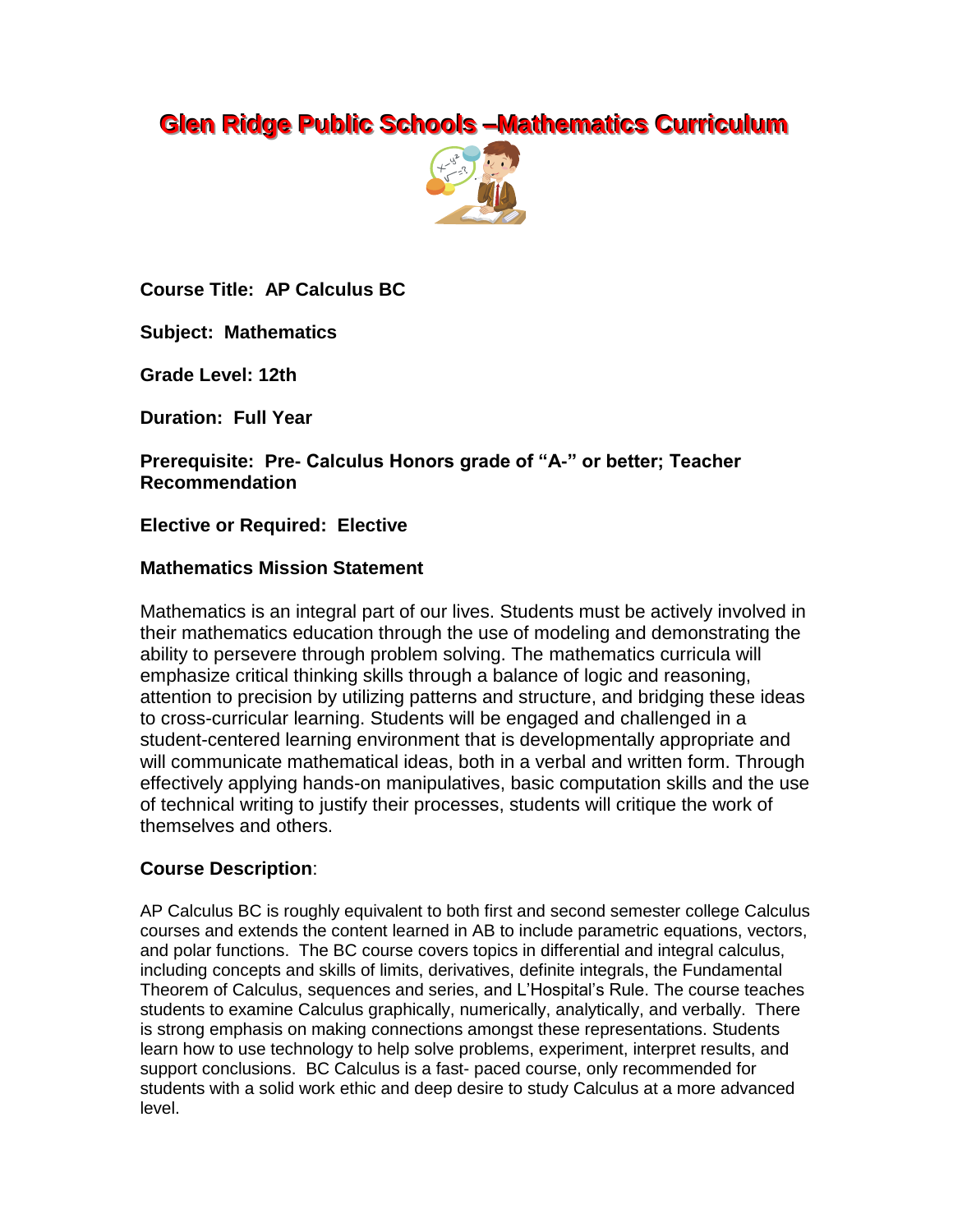# Glen Ridge Public Schools –Mathematics Curriculum

**Course Title: AP Calculus BC**

**Subject: Mathematics**

**Grade Level: 12th**

**Duration: Full Year**

**Prerequisite: Pre- Calculus Honors grade of "A-" or better; Teacher Recommendation**

**Elective or Required: Elective**

**Mathematics Mission Statement**

Mathematics is an integral part of our lives. Students must be actively involved in their mathematics education through the use of modeling and demonstrating the ability to persevere through problem solving. The mathematics curricula will emphasize critical thinking skills through a balance of logic and reasoning, attention to precision by utilizing patterns and structure, and bridging these ideas to cross-curricular learning. Students will be engaged and challenged in a student-centered learning environment that is developmentally appropriate and will communicate mathematical ideas, both in a verbal and written form. Through effectively applying hands-on manipulatives, basic computation skills and the use of technical writing to justify their processes, students will critique the work of themselves and others.

**Course Description**:

AP Calculus BC is roughly equivalent to both first and second semester college Calculus courses and extends the content learned in AB to include parametric equations, vectors, and polar functions. The BC course covers topics in differential and integral calculus, including concepts and skills of limits, derivatives, definite integrals, the Fundamental Theorem of Calculus, sequences and series, and L'Hospital's Rule. The course teaches students to examine Calculus graphically, numerically, analytically, and verbally. There is strong emphasis on making connections amongst these representations. Students learn how to use technology to help solve problems, experiment, interpret results, and support conclusions. BC Calculus is a fast- paced course, only recommended for students with a solid work ethic and deep desire to study Calculus at a more advanced level.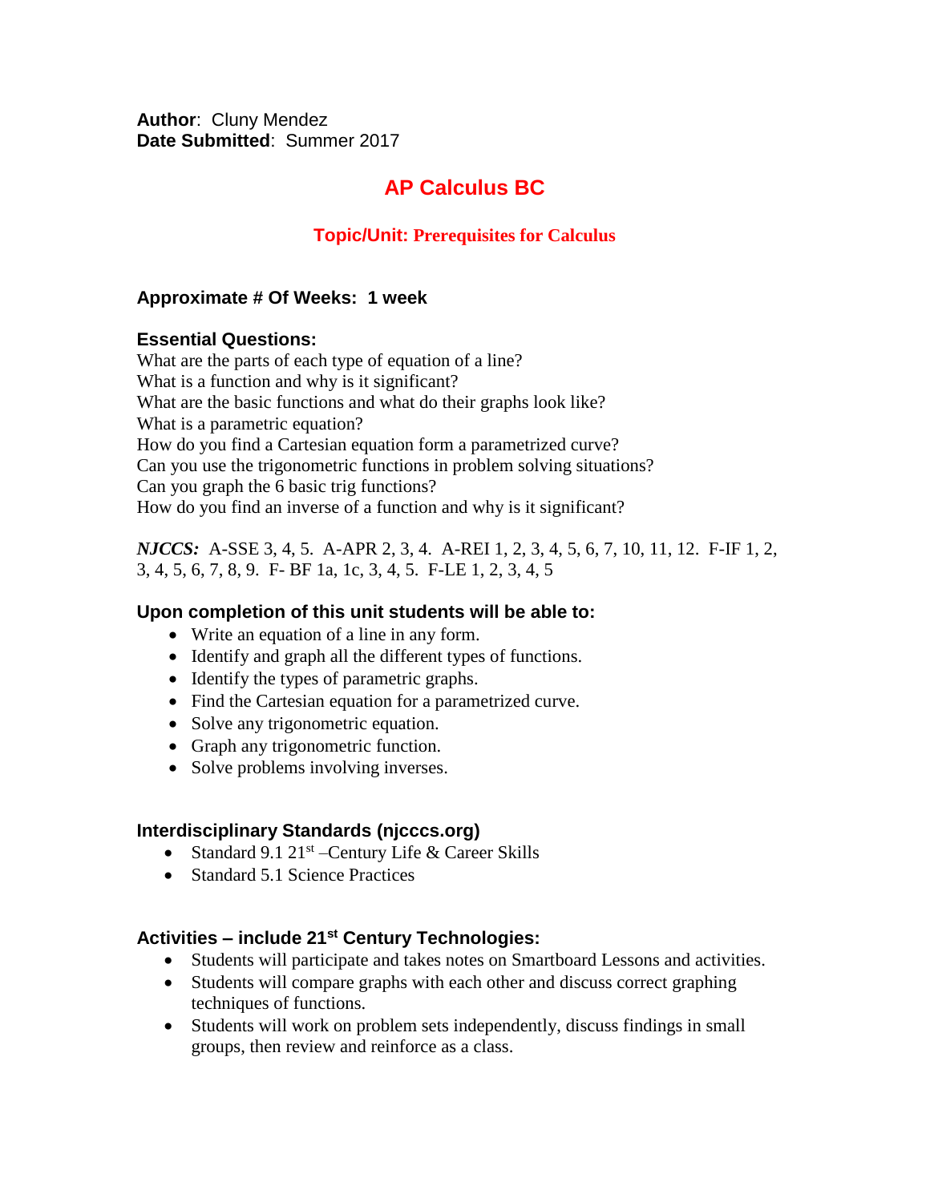**Author**: Cluny Mendez
**Date Submitted**: Summer 2017

# AP Calculus BC

## Topic/Unit: Prerequisites for Calculus

### Approximate # Of Weeks: 1 week

### Essential Questions:

What are the parts of each type of equation of a line?
What is a function and why is it significant?
What are the basic functions and what do their graphs look like?
What is a parametric equation?
How do you find a Cartesian equation form a parametrized curve?
Can you use the trigonometric functions in problem solving situations?
Can you graph the 6 basic trig functions?
How do you find an inverse of a function and why is it significant?

***NJCCS:*** A-SSE 3, 4, 5. A-APR 2, 3, 4. A-REI 1, 2, 3, 4, 5, 6, 7, 10, 11, 12. F-IF 1, 2, 3, 4, 5, 6, 7, 8, 9. F- BF 1a, 1c, 3, 4, 5. F-LE 1, 2, 3, 4, 5

### Upon completion of this unit students will be able to:

- Write an equation of a line in any form.
- Identify and graph all the different types of functions.
- Identify the types of parametric graphs.
- Find the Cartesian equation for a parametrized curve.
- Solve any trigonometric equation.
- Graph any trigonometric function.
- Solve problems involving inverses.

### Interdisciplinary Standards (njcccs.org)

- Standard 9.1 21st –Century Life & Career Skills
- Standard 5.1 Science Practices

### Activities – include 21st Century Technologies:

- Students will participate and takes notes on Smartboard Lessons and activities.
- Students will compare graphs with each other and discuss correct graphing techniques of functions.
- Students will work on problem sets independently, discuss findings in small groups, then review and reinforce as a class.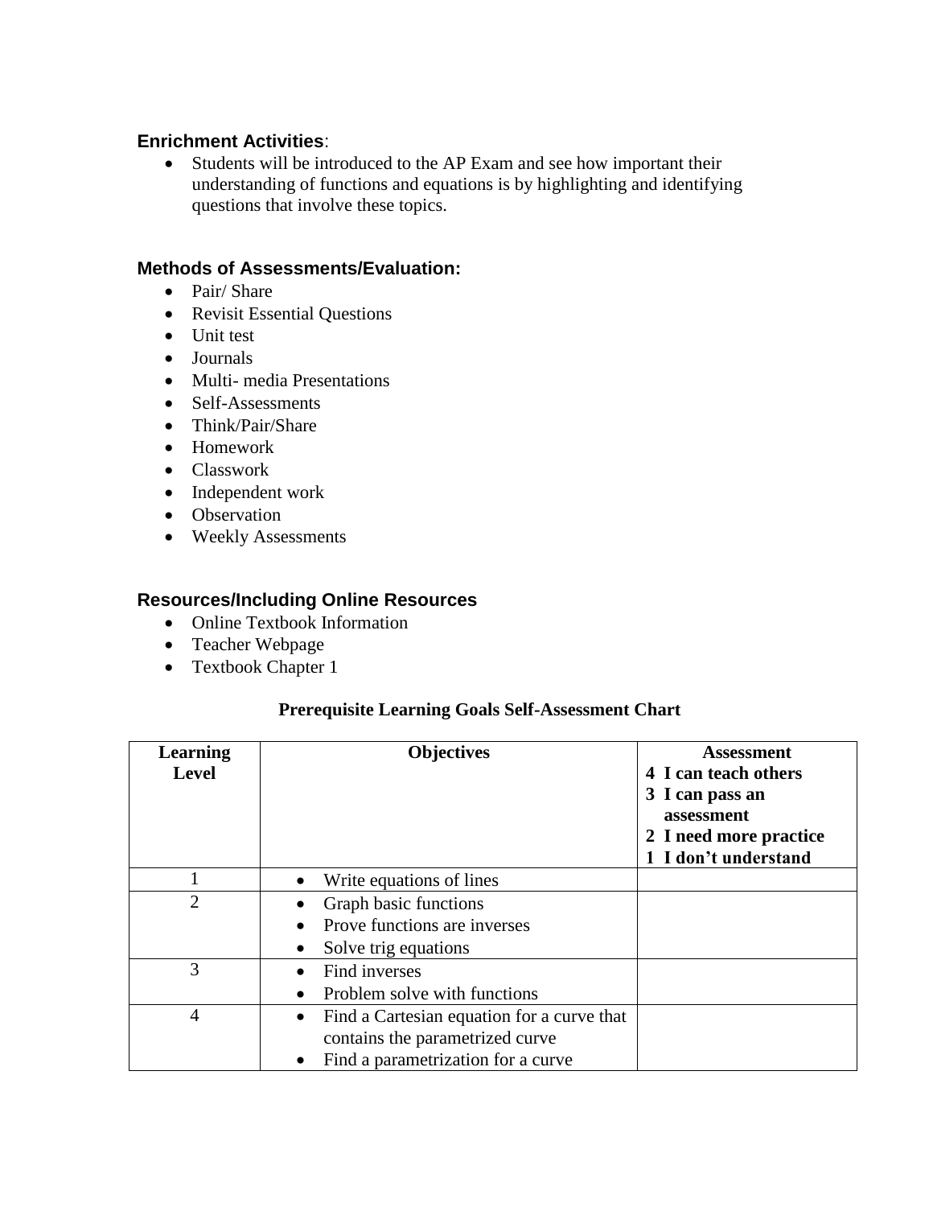### Enrichment Activities:

- Students will be introduced to the AP Exam and see how important their understanding of functions and equations is by highlighting and identifying questions that involve these topics.

### Methods of Assessments/Evaluation:

- Pair/ Share
- Revisit Essential Questions
- Unit test
- Journals
- Multi- media Presentations
- Self-Assessments
- Think/Pair/Share
- Homework
- Classwork
- Independent work
- Observation
- Weekly Assessments

### Resources/Including Online Resources

- Online Textbook Information
- Teacher Webpage
- Textbook Chapter 1

**Prerequisite Learning Goals Self-Assessment Chart**

| Learning Level | Objectives | Assessment<br>4 I can teach others<br>3 I can pass an assessment<br>2 I need more practice<br>1 I don't understand |
|---|---|---|
| 1 | • Write equations of lines | |
| 2 | • Graph basic functions<br>• Prove functions are inverses<br>• Solve trig equations | |
| 3 | • Find inverses<br>• Problem solve with functions | |
| 4 | • Find a Cartesian equation for a curve that contains the parametrized curve<br>• Find a parametrization for a curve | |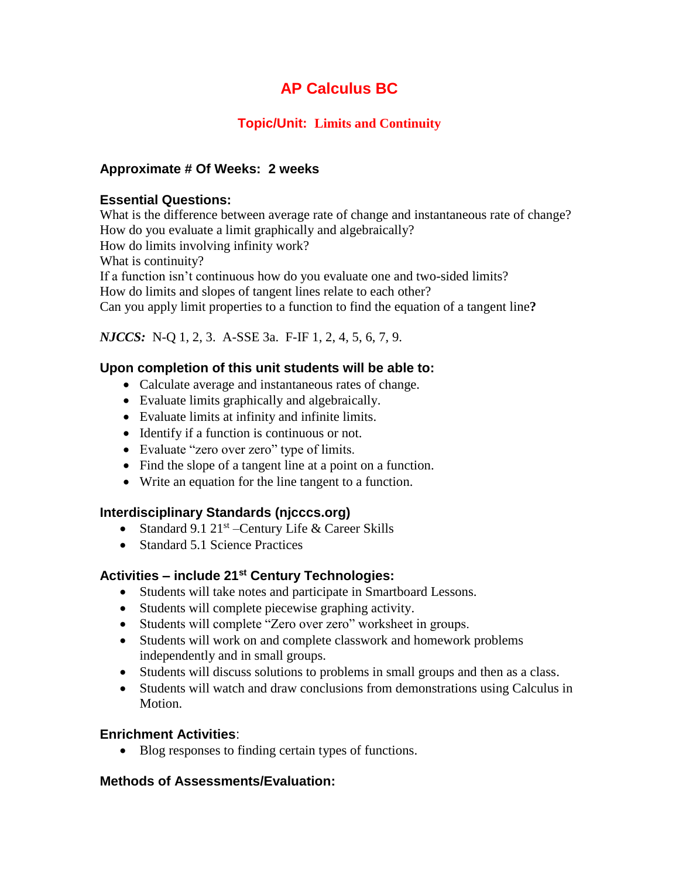# AP Calculus BC

## Topic/Unit: Limits and Continuity

**Approximate # Of Weeks: 2 weeks**

**Essential Questions:**
What is the difference between average rate of change and instantaneous rate of change?
How do you evaluate a limit graphically and algebraically?
How do limits involving infinity work?
What is continuity?
If a function isn't continuous how do you evaluate one and two-sided limits?
How do limits and slopes of tangent lines relate to each other?
Can you apply limit properties to a function to find the equation of a tangent line**?**

***NJCCS:*** N-Q 1, 2, 3. A-SSE 3a. F-IF 1, 2, 4, 5, 6, 7, 9.

**Upon completion of this unit students will be able to:**

- Calculate average and instantaneous rates of change.
- Evaluate limits graphically and algebraically.
- Evaluate limits at infinity and infinite limits.
- Identify if a function is continuous or not.
- Evaluate "zero over zero" type of limits.
- Find the slope of a tangent line at a point on a function.
- Write an equation for the line tangent to a function.

**Interdisciplinary Standards (njcccs.org)**

- Standard 9.1 21st –Century Life & Career Skills
- Standard 5.1 Science Practices

**Activities – include 21st Century Technologies:**

- Students will take notes and participate in Smartboard Lessons.
- Students will complete piecewise graphing activity.
- Students will complete "Zero over zero" worksheet in groups.
- Students will work on and complete classwork and homework problems independently and in small groups.
- Students will discuss solutions to problems in small groups and then as a class.
- Students will watch and draw conclusions from demonstrations using Calculus in Motion.

**Enrichment Activities**:

- Blog responses to finding certain types of functions.

**Methods of Assessments/Evaluation:**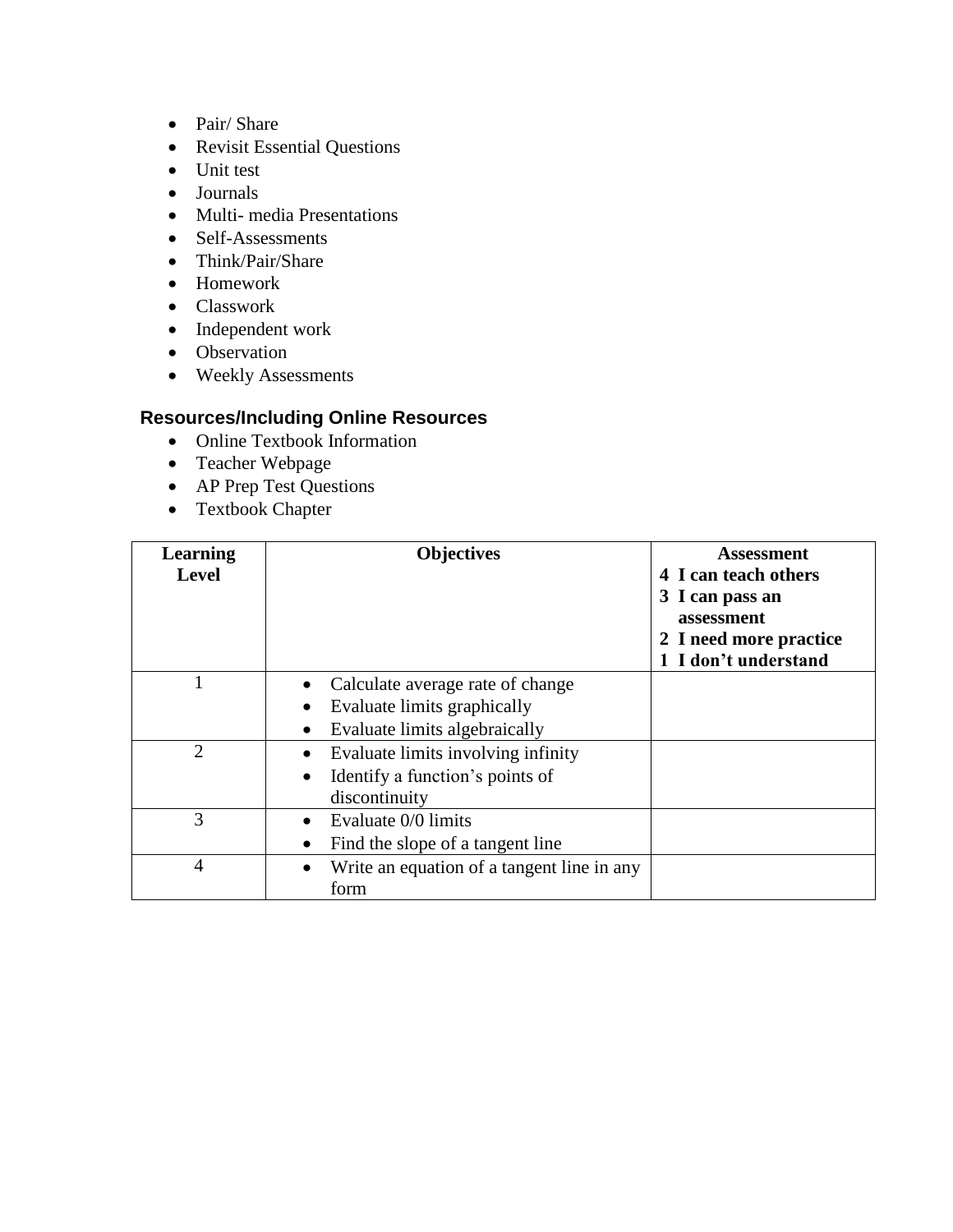- Pair/ Share
- Revisit Essential Questions
- Unit test
- Journals
- Multi- media Presentations
- Self-Assessments
- Think/Pair/Share
- Homework
- Classwork
- Independent work
- Observation
- Weekly Assessments

### Resources/Including Online Resources

- Online Textbook Information
- Teacher Webpage
- AP Prep Test Questions
- Textbook Chapter

| Learning Level | Objectives | Assessment<br>4 I can teach others<br>3 I can pass an assessment<br>2 I need more practice<br>1 I don't understand |
|---|---|---|
| 1 | • Calculate average rate of change<br>• Evaluate limits graphically<br>• Evaluate limits algebraically | |
| 2 | • Evaluate limits involving infinity<br>• Identify a function's points of discontinuity | |
| 3 | • Evaluate 0/0 limits<br>• Find the slope of a tangent line | |
| 4 | • Write an equation of a tangent line in any form | |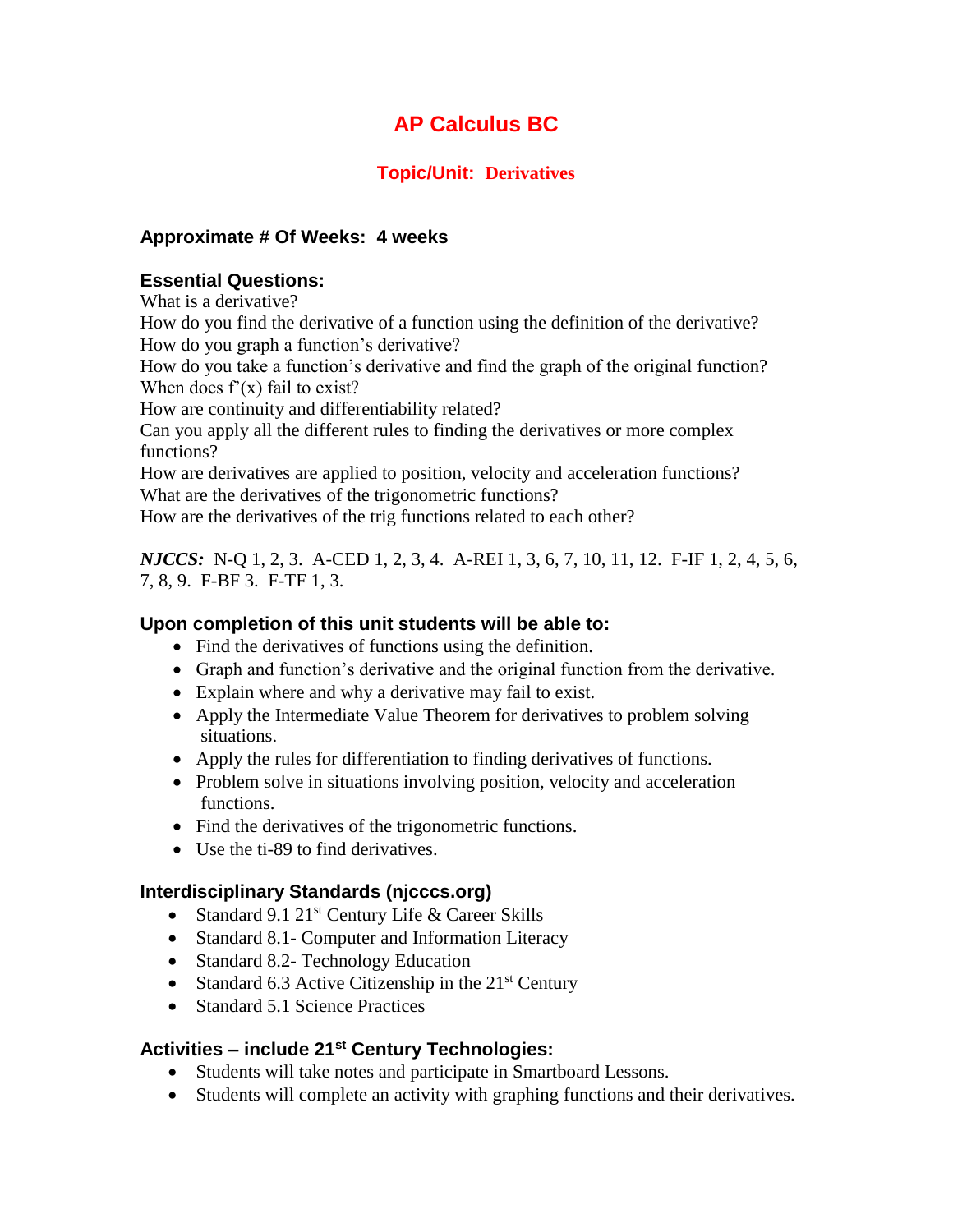# AP Calculus BC

## Topic/Unit: Derivatives

**Approximate # Of Weeks: 4 weeks**

**Essential Questions:**
What is a derivative?
How do you find the derivative of a function using the definition of the derivative?
How do you graph a function's derivative?
How do you take a function's derivative and find the graph of the original function?
When does f'(x) fail to exist?
How are continuity and differentiability related?
Can you apply all the different rules to finding the derivatives or more complex functions?
How are derivatives are applied to position, velocity and acceleration functions?
What are the derivatives of the trigonometric functions?
How are the derivatives of the trig functions related to each other?

***NJCCS:*** N-Q 1, 2, 3. A-CED 1, 2, 3, 4. A-REI 1, 3, 6, 7, 10, 11, 12. F-IF 1, 2, 4, 5, 6, 7, 8, 9. F-BF 3. F-TF 1, 3.

**Upon completion of this unit students will be able to:**

- Find the derivatives of functions using the definition.
- Graph and function's derivative and the original function from the derivative.
- Explain where and why a derivative may fail to exist.
- Apply the Intermediate Value Theorem for derivatives to problem solving situations.
- Apply the rules for differentiation to finding derivatives of functions.
- Problem solve in situations involving position, velocity and acceleration functions.
- Find the derivatives of the trigonometric functions.
- Use the ti-89 to find derivatives.

**Interdisciplinary Standards (njcccs.org)**

- Standard 9.1 21st Century Life & Career Skills
- Standard 8.1- Computer and Information Literacy
- Standard 8.2- Technology Education
- Standard 6.3 Active Citizenship in the 21st Century
- Standard 5.1 Science Practices

**Activities – include 21st Century Technologies:**

- Students will take notes and participate in Smartboard Lessons.
- Students will complete an activity with graphing functions and their derivatives.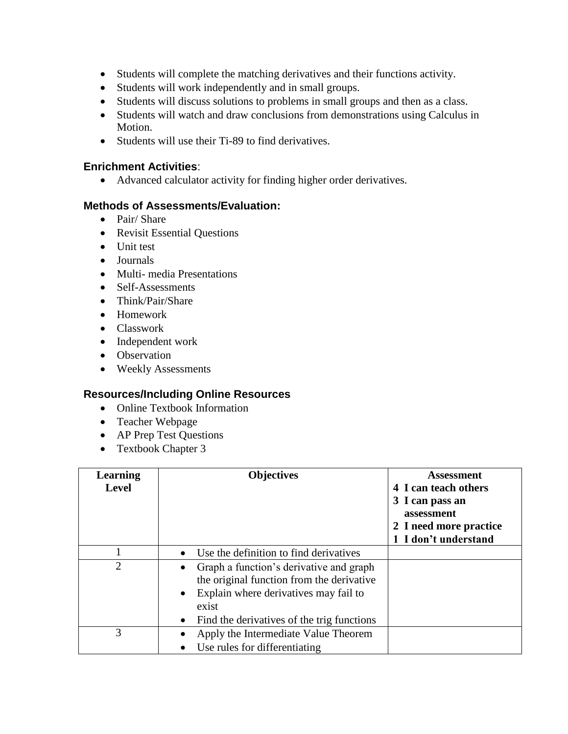- Students will complete the matching derivatives and their functions activity.
- Students will work independently and in small groups.
- Students will discuss solutions to problems in small groups and then as a class.
- Students will watch and draw conclusions from demonstrations using Calculus in Motion.
- Students will use their Ti-89 to find derivatives.

### Enrichment Activities:

- Advanced calculator activity for finding higher order derivatives.

### Methods of Assessments/Evaluation:

- Pair/ Share
- Revisit Essential Questions
- Unit test
- Journals
- Multi- media Presentations
- Self-Assessments
- Think/Pair/Share
- Homework
- Classwork
- Independent work
- Observation
- Weekly Assessments

### Resources/Including Online Resources

- Online Textbook Information
- Teacher Webpage
- AP Prep Test Questions
- Textbook Chapter 3

| Learning Level | Objectives | Assessment<br>4 I can teach others<br>3 I can pass an assessment<br>2 I need more practice<br>1 I don't understand |
|---|---|---|
| 1 | • Use the definition to find derivatives | |
| 2 | • Graph a function's derivative and graph the original function from the derivative<br>• Explain where derivatives may fail to exist<br>• Find the derivatives of the trig functions | |
| 3 | • Apply the Intermediate Value Theorem<br>• Use rules for differentiating | |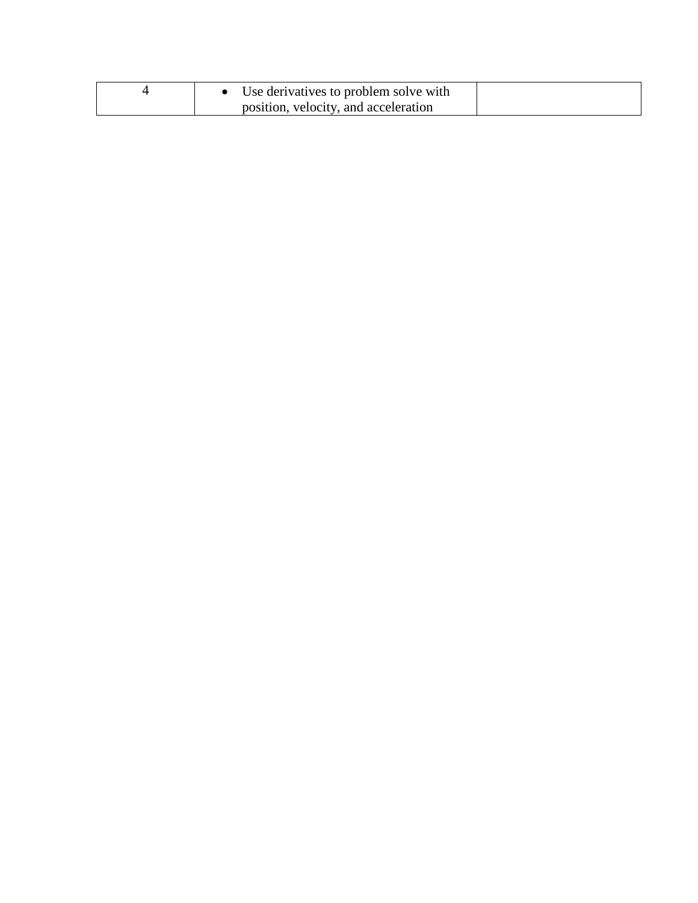| | | |
|---|---|---|
| 4 | • Use derivatives to problem solve with position, velocity, and acceleration | |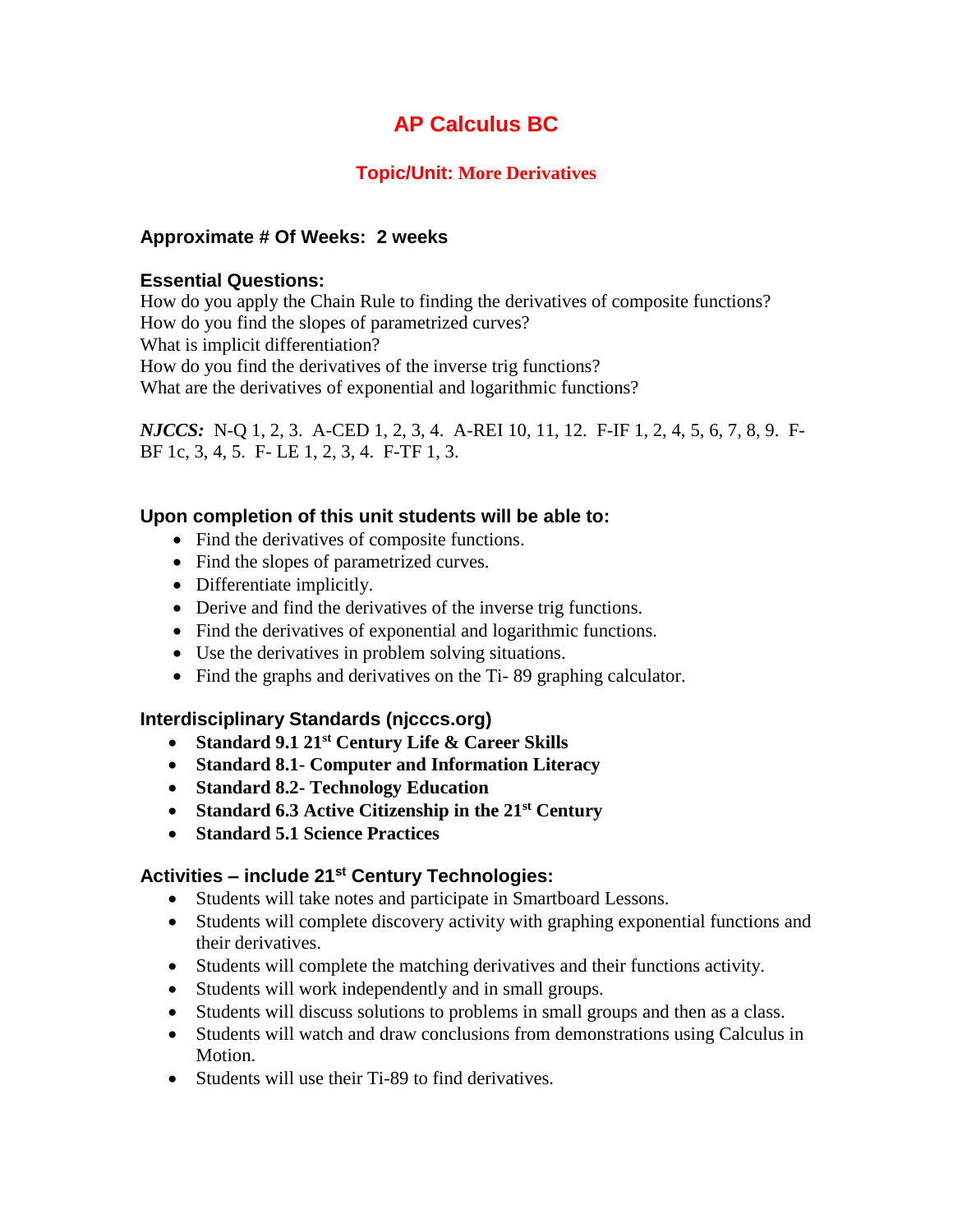# AP Calculus BC

## Topic/Unit: More Derivatives

**Approximate # Of Weeks: 2 weeks**

**Essential Questions:**
How do you apply the Chain Rule to finding the derivatives of composite functions?
How do you find the slopes of parametrized curves?
What is implicit differentiation?
How do you find the derivatives of the inverse trig functions?
What are the derivatives of exponential and logarithmic functions?

***NJCCS:*** N-Q 1, 2, 3. A-CED 1, 2, 3, 4. A-REI 10, 11, 12. F-IF 1, 2, 4, 5, 6, 7, 8, 9. F-BF 1c, 3, 4, 5. F- LE 1, 2, 3, 4. F-TF 1, 3.

**Upon completion of this unit students will be able to:**

- Find the derivatives of composite functions.
- Find the slopes of parametrized curves.
- Differentiate implicitly.
- Derive and find the derivatives of the inverse trig functions.
- Find the derivatives of exponential and logarithmic functions.
- Use the derivatives in problem solving situations.
- Find the graphs and derivatives on the Ti- 89 graphing calculator.

**Interdisciplinary Standards (njcccs.org)**

- **Standard 9.1 21st Century Life & Career Skills**
- **Standard 8.1- Computer and Information Literacy**
- **Standard 8.2- Technology Education**
- **Standard 6.3 Active Citizenship in the 21st Century**
- **Standard 5.1 Science Practices**

**Activities – include 21st Century Technologies:**

- Students will take notes and participate in Smartboard Lessons.
- Students will complete discovery activity with graphing exponential functions and their derivatives.
- Students will complete the matching derivatives and their functions activity.
- Students will work independently and in small groups.
- Students will discuss solutions to problems in small groups and then as a class.
- Students will watch and draw conclusions from demonstrations using Calculus in Motion.
- Students will use their Ti-89 to find derivatives.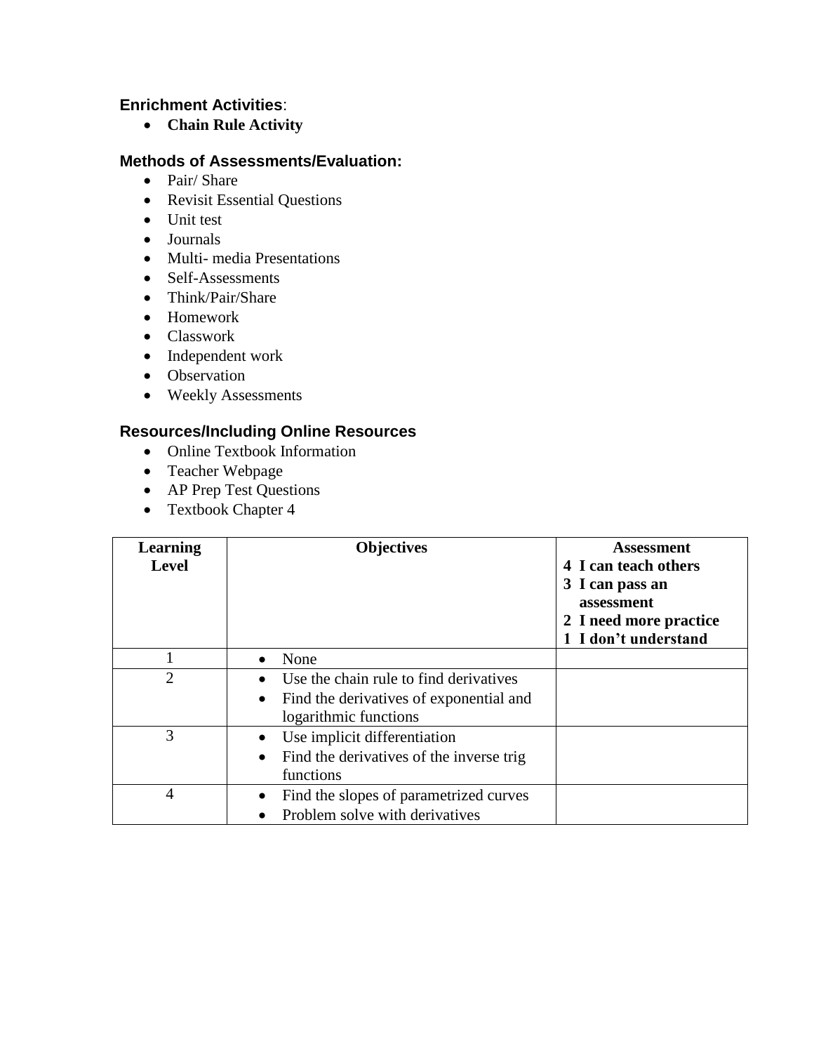**Enrichment Activities**:

- **Chain Rule Activity**

**Methods of Assessments/Evaluation:**

- Pair/ Share
- Revisit Essential Questions
- Unit test
- Journals
- Multi- media Presentations
- Self-Assessments
- Think/Pair/Share
- Homework
- Classwork
- Independent work
- Observation
- Weekly Assessments

**Resources/Including Online Resources**

- Online Textbook Information
- Teacher Webpage
- AP Prep Test Questions
- Textbook Chapter 4

| **Learning Level** | **Objectives** | **Assessment**<br>**4 I can teach others**<br>**3 I can pass an assessment**<br>**2 I need more practice**<br>**1 I don't understand** |
|---|---|---|
| 1 | • None | |
| 2 | • Use the chain rule to find derivatives<br>• Find the derivatives of exponential and logarithmic functions | |
| 3 | • Use implicit differentiation<br>• Find the derivatives of the inverse trig functions | |
| 4 | • Find the slopes of parametrized curves<br>• Problem solve with derivatives | |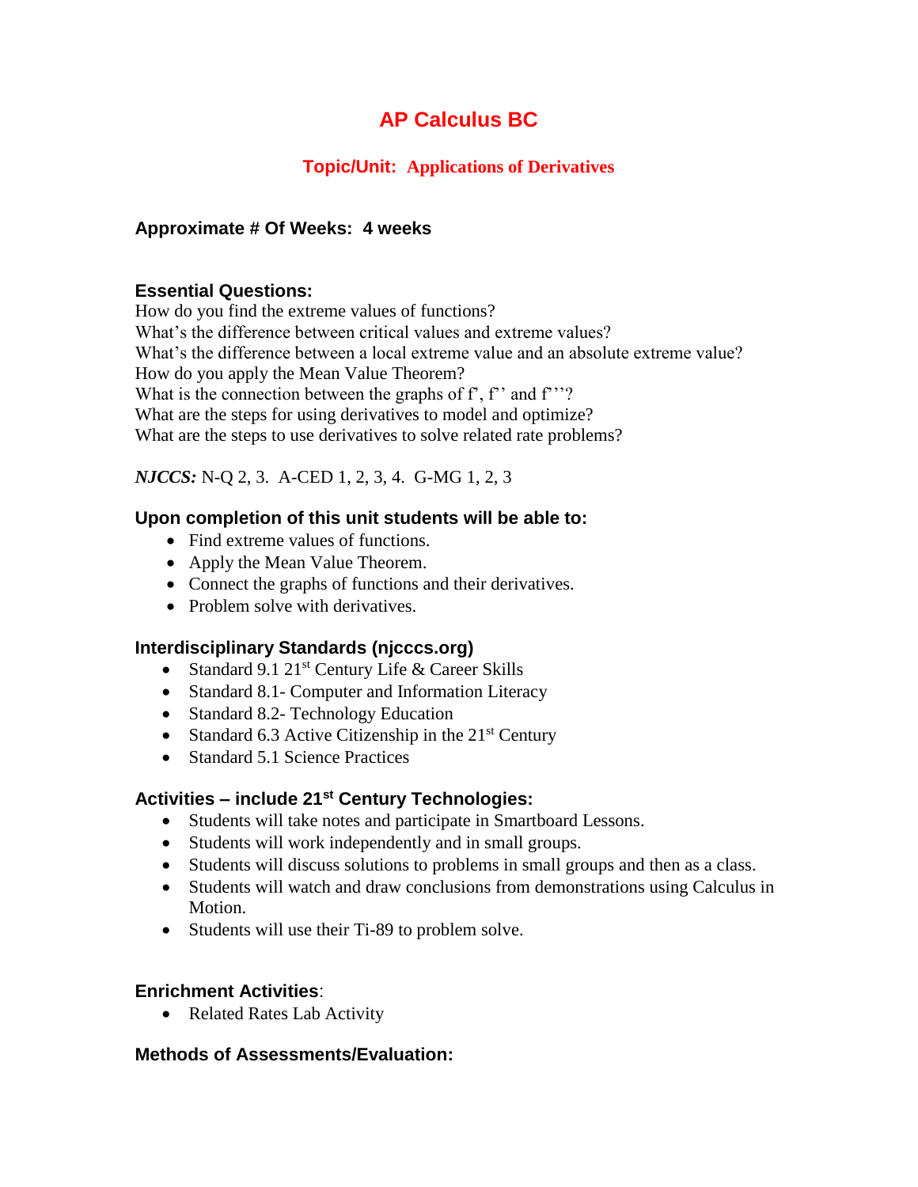# AP Calculus BC

## Topic/Unit: Applications of Derivatives

**Approximate # Of Weeks: 4 weeks**

**Essential Questions:**

How do you find the extreme values of functions?
What's the difference between critical values and extreme values?
What's the difference between a local extreme value and an absolute extreme value?
How do you apply the Mean Value Theorem?
What is the connection between the graphs of f', f'' and f'''?
What are the steps for using derivatives to model and optimize?
What are the steps to use derivatives to solve related rate problems?

***NJCCS:*** N-Q 2, 3. A-CED 1, 2, 3, 4. G-MG 1, 2, 3

**Upon completion of this unit students will be able to:**

- Find extreme values of functions.
- Apply the Mean Value Theorem.
- Connect the graphs of functions and their derivatives.
- Problem solve with derivatives.

**Interdisciplinary Standards (njcccs.org)**

- Standard 9.1 21st Century Life & Career Skills
- Standard 8.1- Computer and Information Literacy
- Standard 8.2- Technology Education
- Standard 6.3 Active Citizenship in the 21st Century
- Standard 5.1 Science Practices

**Activities – include 21st Century Technologies:**

- Students will take notes and participate in Smartboard Lessons.
- Students will work independently and in small groups.
- Students will discuss solutions to problems in small groups and then as a class.
- Students will watch and draw conclusions from demonstrations using Calculus in Motion.
- Students will use their Ti-89 to problem solve.

**Enrichment Activities**:

- Related Rates Lab Activity

**Methods of Assessments/Evaluation:**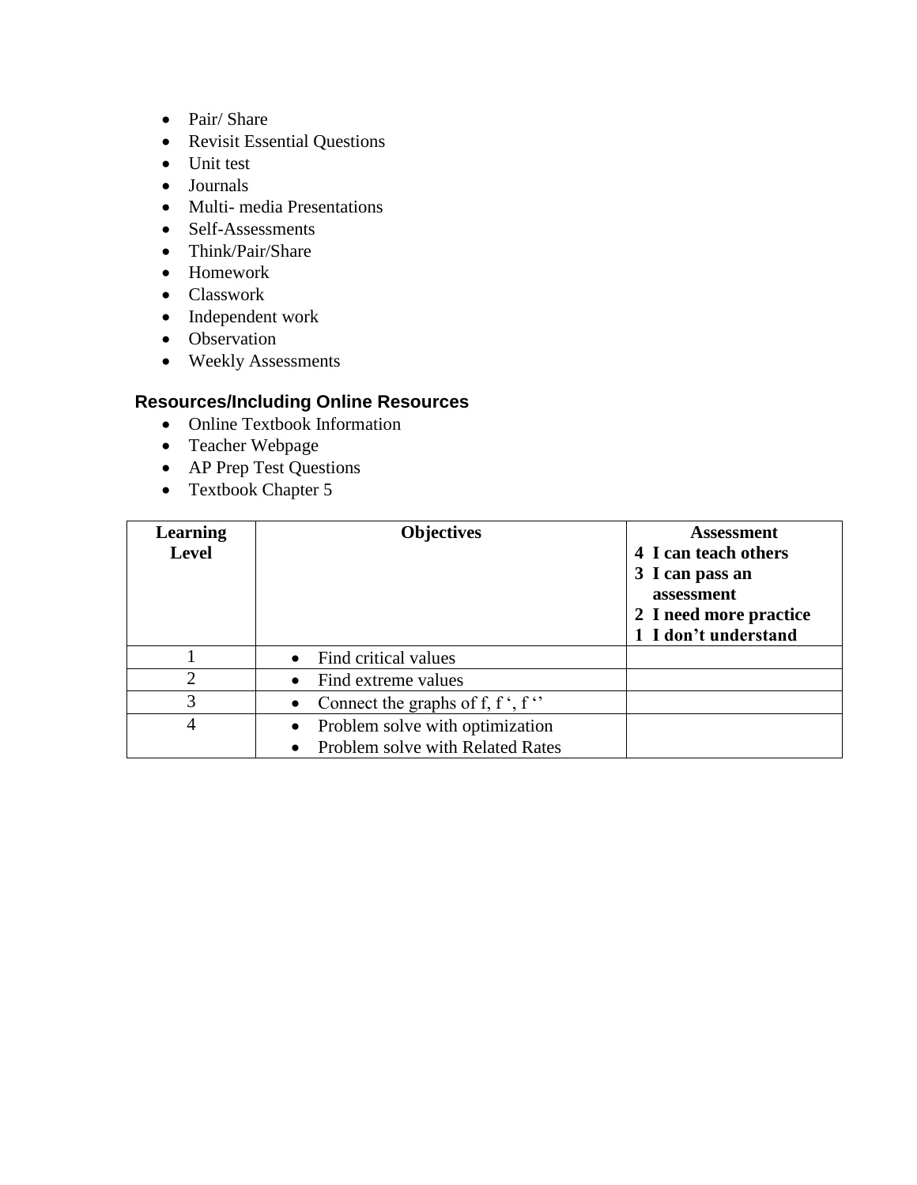- Pair/ Share
- Revisit Essential Questions
- Unit test
- Journals
- Multi- media Presentations
- Self-Assessments
- Think/Pair/Share
- Homework
- Classwork
- Independent work
- Observation
- Weekly Assessments

### Resources/Including Online Resources

- Online Textbook Information
- Teacher Webpage
- AP Prep Test Questions
- Textbook Chapter 5

| **Learning Level** | **Objectives** | **Assessment**<br>**4 I can teach others**<br>**3 I can pass an assessment**<br>**2 I need more practice**<br>**1 I don't understand** |
|---|---|---|
| 1 | • Find critical values | |
| 2 | • Find extreme values | |
| 3 | • Connect the graphs of f, f ', f '' | |
| 4 | • Problem solve with optimization<br>• Problem solve with Related Rates | |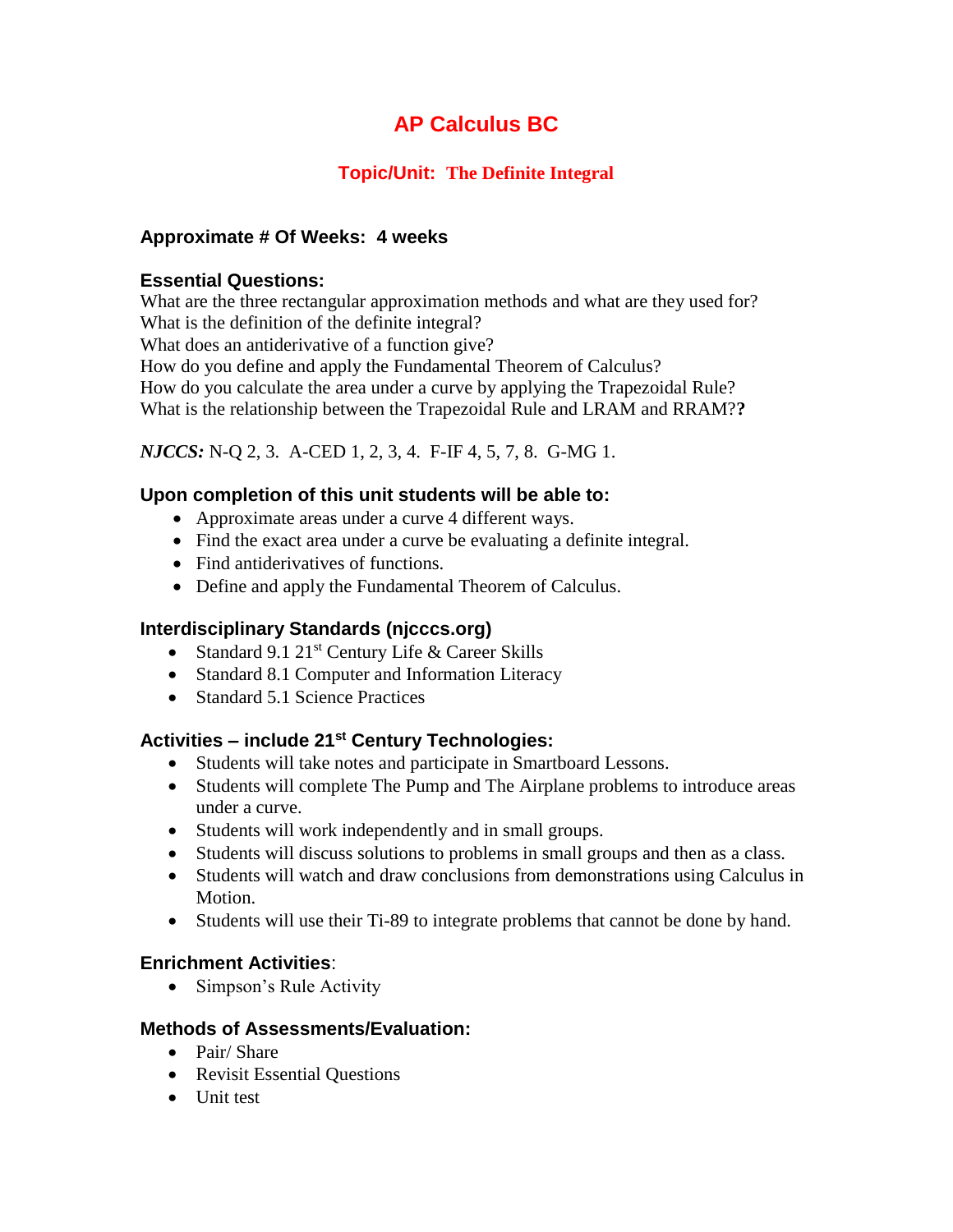# AP Calculus BC

## Topic/Unit: The Definite Integral

### Approximate # Of Weeks: 4 weeks

### Essential Questions:

What are the three rectangular approximation methods and what are they used for?
What is the definition of the definite integral?
What does an antiderivative of a function give?
How do you define and apply the Fundamental Theorem of Calculus?
How do you calculate the area under a curve by applying the Trapezoidal Rule?
What is the relationship between the Trapezoidal Rule and LRAM and RRAM?**?**

***NJCCS:*** N-Q 2, 3. A-CED 1, 2, 3, 4. F-IF 4, 5, 7, 8. G-MG 1.

### Upon completion of this unit students will be able to:

- Approximate areas under a curve 4 different ways.
- Find the exact area under a curve be evaluating a definite integral.
- Find antiderivatives of functions.
- Define and apply the Fundamental Theorem of Calculus.

### Interdisciplinary Standards (njcccs.org)

- Standard 9.1 21st Century Life & Career Skills
- Standard 8.1 Computer and Information Literacy
- Standard 5.1 Science Practices

### Activities – include 21st Century Technologies:

- Students will take notes and participate in Smartboard Lessons.
- Students will complete The Pump and The Airplane problems to introduce areas under a curve.
- Students will work independently and in small groups.
- Students will discuss solutions to problems in small groups and then as a class.
- Students will watch and draw conclusions from demonstrations using Calculus in Motion.
- Students will use their Ti-89 to integrate problems that cannot be done by hand.

### Enrichment Activities:

- Simpson's Rule Activity

### Methods of Assessments/Evaluation:

- Pair/ Share
- Revisit Essential Questions
- Unit test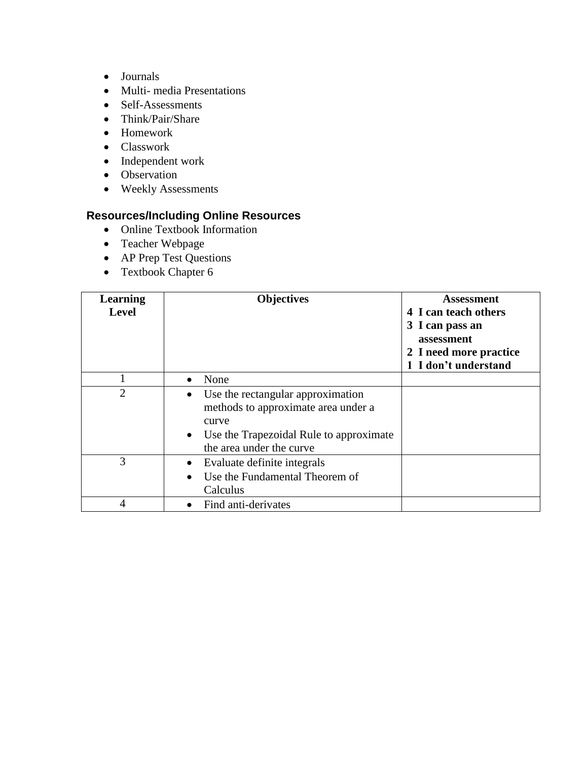- Journals
- Multi- media Presentations
- Self-Assessments
- Think/Pair/Share
- Homework
- Classwork
- Independent work
- Observation
- Weekly Assessments

## Resources/Including Online Resources

- Online Textbook Information
- Teacher Webpage
- AP Prep Test Questions
- Textbook Chapter 6

| **Learning Level** | **Objectives** | **Assessment**<br>**4 I can teach others**<br>**3 I can pass an assessment**<br>**2 I need more practice**<br>**1 I don't understand** |
|---|---|---|
| 1 | • None | |
| 2 | • Use the rectangular approximation methods to approximate area under a curve<br>• Use the Trapezoidal Rule to approximate the area under the curve | |
| 3 | • Evaluate definite integrals<br>• Use the Fundamental Theorem of Calculus | |
| 4 | • Find anti-derivates | |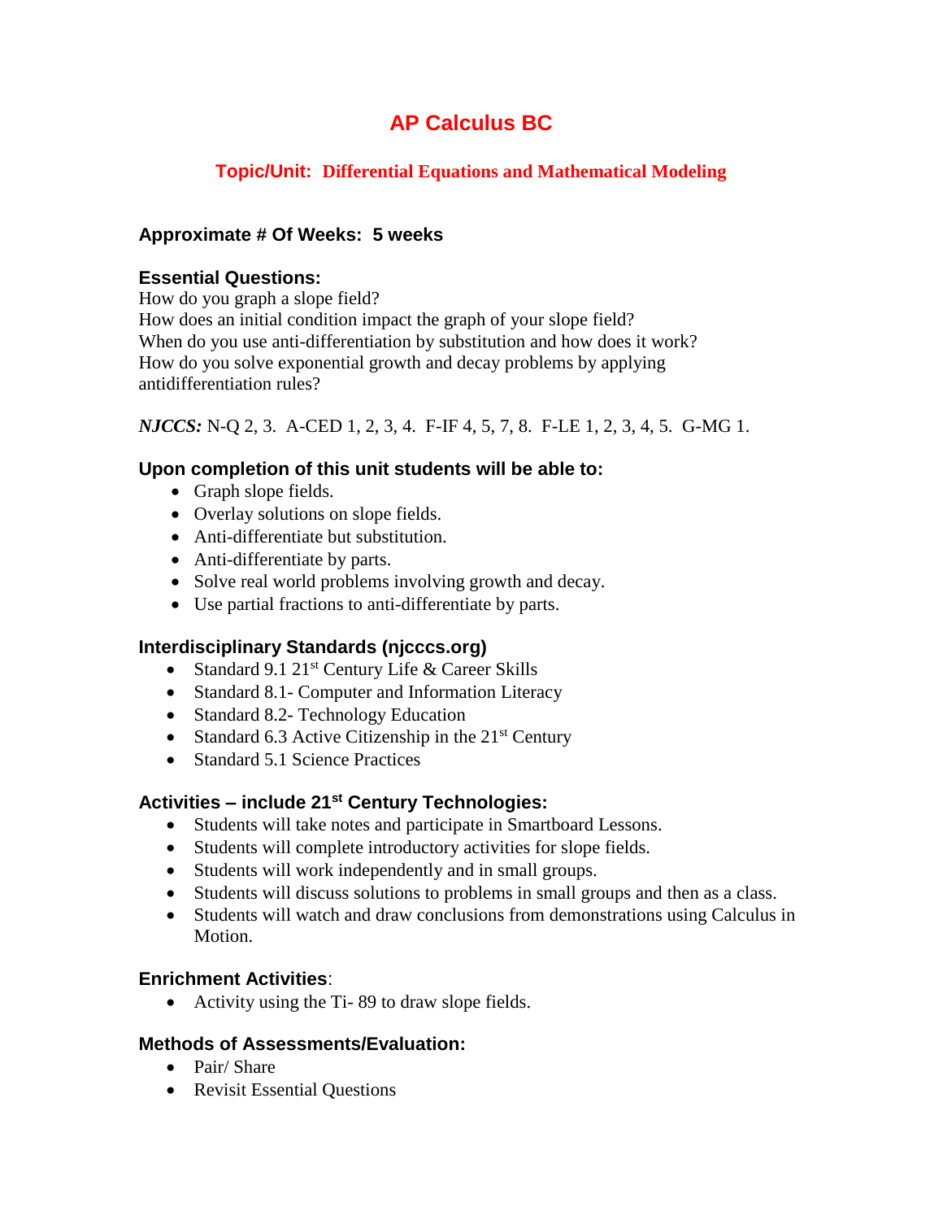# AP Calculus BC

## Topic/Unit: Differential Equations and Mathematical Modeling

### Approximate # Of Weeks: 5 weeks

### Essential Questions:

How do you graph a slope field?
How does an initial condition impact the graph of your slope field?
When do you use anti-differentiation by substitution and how does it work?
How do you solve exponential growth and decay problems by applying antidifferentiation rules?

***NJCCS:*** N-Q 2, 3. A-CED 1, 2, 3, 4. F-IF 4, 5, 7, 8. F-LE 1, 2, 3, 4, 5. G-MG 1.

### Upon completion of this unit students will be able to:

- Graph slope fields.
- Overlay solutions on slope fields.
- Anti-differentiate but substitution.
- Anti-differentiate by parts.
- Solve real world problems involving growth and decay.
- Use partial fractions to anti-differentiate by parts.

### Interdisciplinary Standards (njcccs.org)

- Standard 9.1 21st Century Life & Career Skills
- Standard 8.1- Computer and Information Literacy
- Standard 8.2- Technology Education
- Standard 6.3 Active Citizenship in the 21st Century
- Standard 5.1 Science Practices

### Activities – include 21st Century Technologies:

- Students will take notes and participate in Smartboard Lessons.
- Students will complete introductory activities for slope fields.
- Students will work independently and in small groups.
- Students will discuss solutions to problems in small groups and then as a class.
- Students will watch and draw conclusions from demonstrations using Calculus in Motion.

### Enrichment Activities:

- Activity using the Ti- 89 to draw slope fields.

### Methods of Assessments/Evaluation:

- Pair/ Share
- Revisit Essential Questions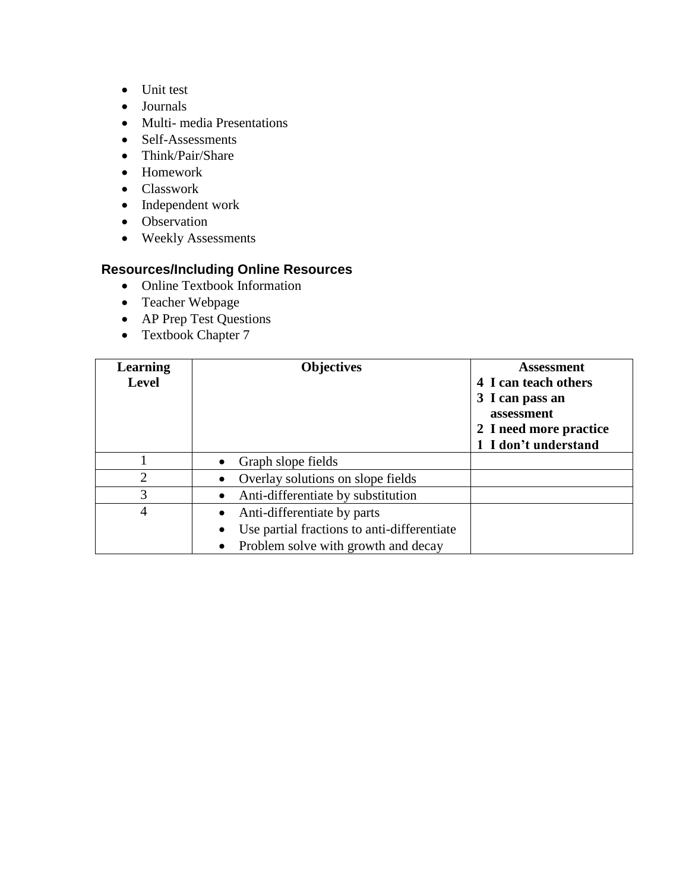- Unit test
- Journals
- Multi- media Presentations
- Self-Assessments
- Think/Pair/Share
- Homework
- Classwork
- Independent work
- Observation
- Weekly Assessments

### Resources/Including Online Resources

- Online Textbook Information
- Teacher Webpage
- AP Prep Test Questions
- Textbook Chapter 7

| **Learning Level** | **Objectives** | **Assessment**<br>**4 I can teach others**<br>**3 I can pass an assessment**<br>**2 I need more practice**<br>**1 I don't understand** |
|---|---|---|
| 1 | • Graph slope fields | |
| 2 | • Overlay solutions on slope fields | |
| 3 | • Anti-differentiate by substitution | |
| 4 | • Anti-differentiate by parts<br>• Use partial fractions to anti-differentiate<br>• Problem solve with growth and decay | |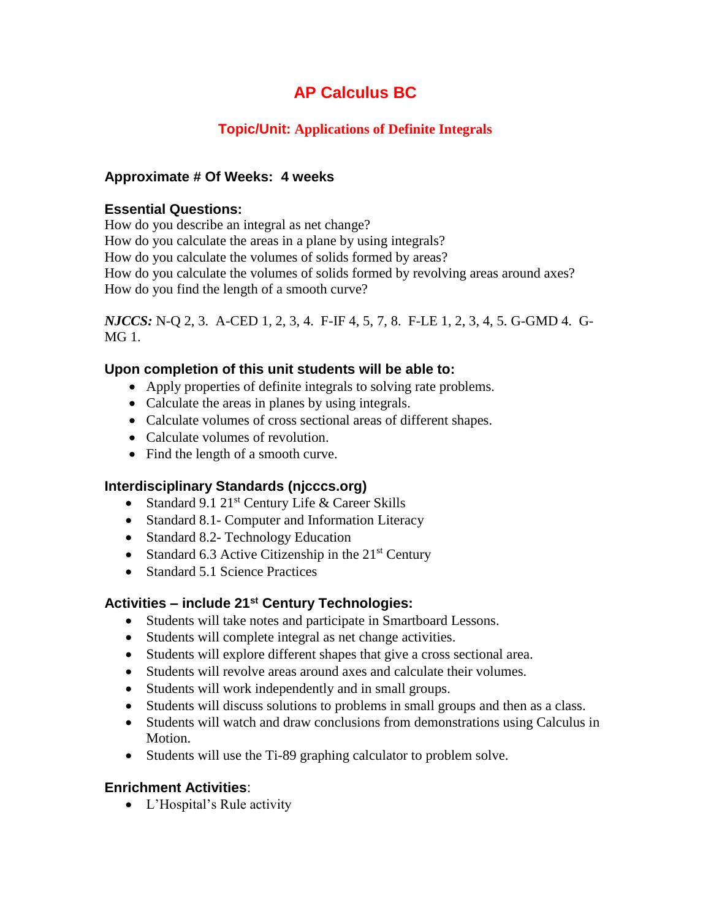# AP Calculus BC

## Topic/Unit: Applications of Definite Integrals

**Approximate # Of Weeks: 4 weeks**

**Essential Questions:**

How do you describe an integral as net change?
How do you calculate the areas in a plane by using integrals?
How do you calculate the volumes of solids formed by areas?
How do you calculate the volumes of solids formed by revolving areas around axes?
How do you find the length of a smooth curve?

***NJCCS:*** N-Q 2, 3. A-CED 1, 2, 3, 4. F-IF 4, 5, 7, 8. F-LE 1, 2, 3, 4, 5. G-GMD 4. G-MG 1.

**Upon completion of this unit students will be able to:**

- Apply properties of definite integrals to solving rate problems.
- Calculate the areas in planes by using integrals.
- Calculate volumes of cross sectional areas of different shapes.
- Calculate volumes of revolution.
- Find the length of a smooth curve.

**Interdisciplinary Standards (njcccs.org)**

- Standard 9.1 21st Century Life & Career Skills
- Standard 8.1- Computer and Information Literacy
- Standard 8.2- Technology Education
- Standard 6.3 Active Citizenship in the 21st Century
- Standard 5.1 Science Practices

**Activities – include 21st Century Technologies:**

- Students will take notes and participate in Smartboard Lessons.
- Students will complete integral as net change activities.
- Students will explore different shapes that give a cross sectional area.
- Students will revolve areas around axes and calculate their volumes.
- Students will work independently and in small groups.
- Students will discuss solutions to problems in small groups and then as a class.
- Students will watch and draw conclusions from demonstrations using Calculus in Motion.
- Students will use the Ti-89 graphing calculator to problem solve.

**Enrichment Activities**:

- L'Hospital's Rule activity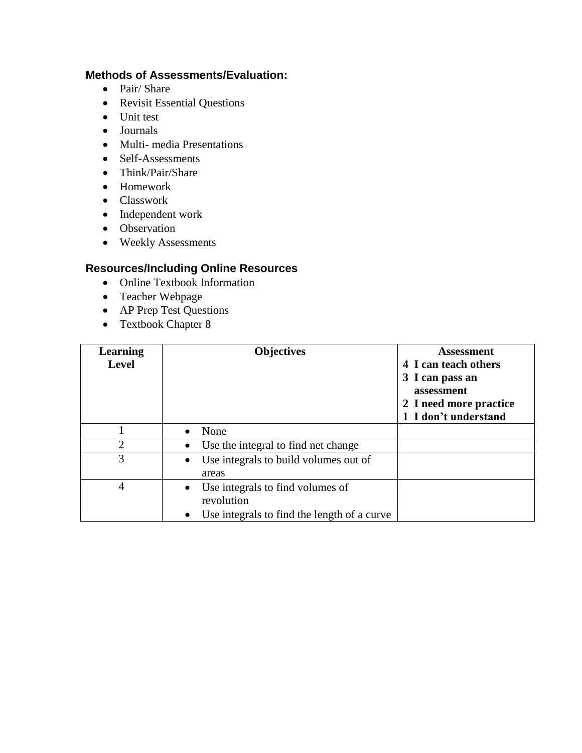### Methods of Assessments/Evaluation:

- Pair/ Share
- Revisit Essential Questions
- Unit test
- Journals
- Multi- media Presentations
- Self-Assessments
- Think/Pair/Share
- Homework
- Classwork
- Independent work
- Observation
- Weekly Assessments

### Resources/Including Online Resources

- Online Textbook Information
- Teacher Webpage
- AP Prep Test Questions
- Textbook Chapter 8

| **Learning Level** | **Objectives** | **Assessment**<br>**4 I can teach others**<br>**3 I can pass an assessment**<br>**2 I need more practice**<br>**1 I don't understand** |
|---|---|---|
| 1 | • None | |
| 2 | • Use the integral to find net change | |
| 3 | • Use integrals to build volumes out of areas | |
| 4 | • Use integrals to find volumes of revolution<br>• Use integrals to find the length of a curve | |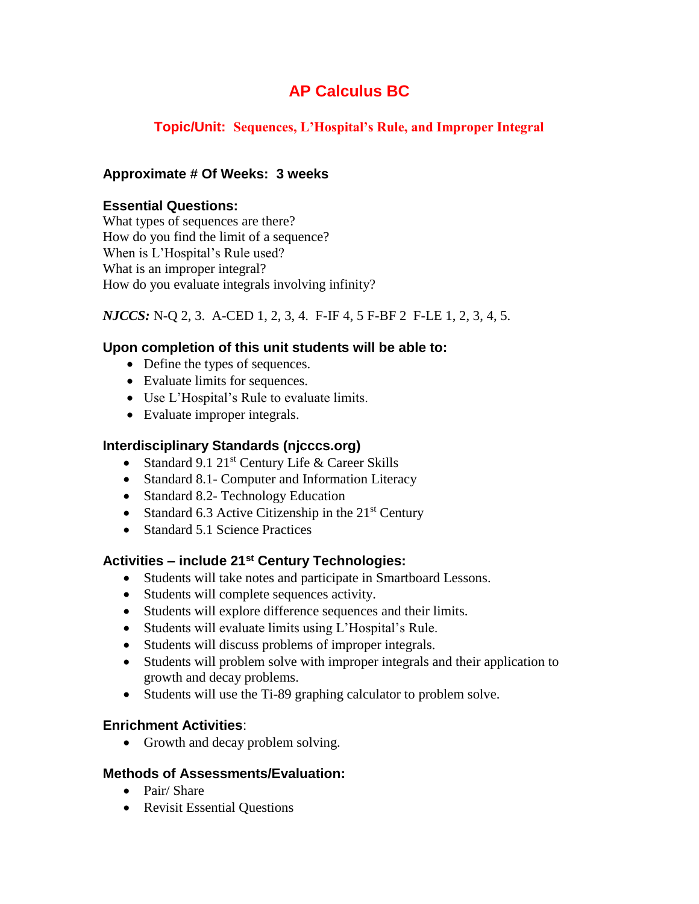# AP Calculus BC

## Topic/Unit: Sequences, L'Hospital's Rule, and Improper Integral

### Approximate # Of Weeks: 3 weeks

### Essential Questions:

What types of sequences are there?
How do you find the limit of a sequence?
When is L'Hospital's Rule used?
What is an improper integral?
How do you evaluate integrals involving infinity?

***NJCCS:*** N-Q 2, 3. A-CED 1, 2, 3, 4. F-IF 4, 5 F-BF 2 F-LE 1, 2, 3, 4, 5.

### Upon completion of this unit students will be able to:

- Define the types of sequences.
- Evaluate limits for sequences.
- Use L'Hospital's Rule to evaluate limits.
- Evaluate improper integrals.

### Interdisciplinary Standards (njcccs.org)

- Standard 9.1 21st Century Life & Career Skills
- Standard 8.1- Computer and Information Literacy
- Standard 8.2- Technology Education
- Standard 6.3 Active Citizenship in the 21st Century
- Standard 5.1 Science Practices

### Activities – include 21st Century Technologies:

- Students will take notes and participate in Smartboard Lessons.
- Students will complete sequences activity.
- Students will explore difference sequences and their limits.
- Students will evaluate limits using L'Hospital's Rule.
- Students will discuss problems of improper integrals.
- Students will problem solve with improper integrals and their application to growth and decay problems.
- Students will use the Ti-89 graphing calculator to problem solve.

### Enrichment Activities:

- Growth and decay problem solving.

### Methods of Assessments/Evaluation:

- Pair/ Share
- Revisit Essential Questions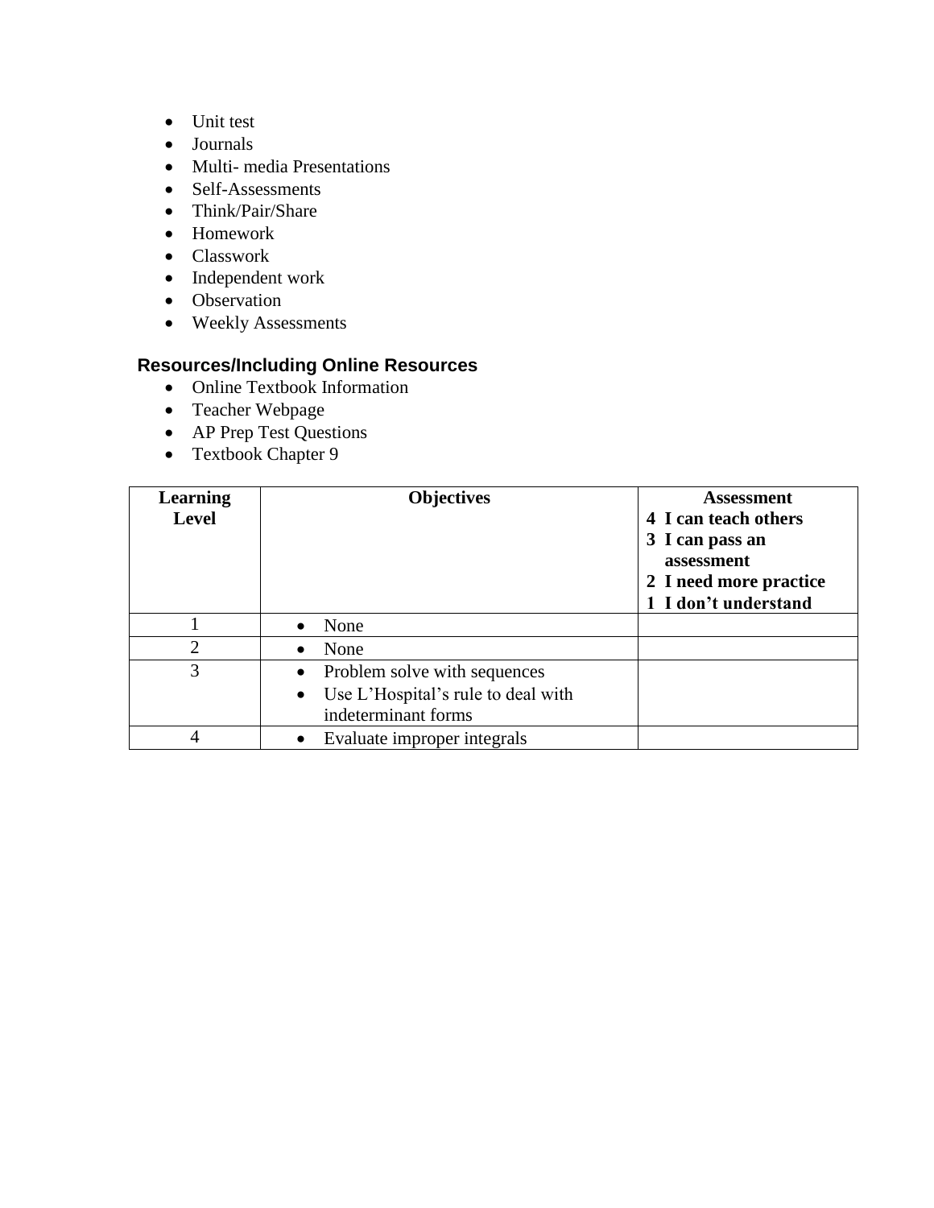- Unit test
- Journals
- Multi- media Presentations
- Self-Assessments
- Think/Pair/Share
- Homework
- Classwork
- Independent work
- Observation
- Weekly Assessments

## Resources/Including Online Resources

- Online Textbook Information
- Teacher Webpage
- AP Prep Test Questions
- Textbook Chapter 9

| Learning Level | Objectives | Assessment<br>4 I can teach others<br>3 I can pass an assessment<br>2 I need more practice<br>1 I don't understand |
|---|---|---|
| 1 | • None | |
| 2 | • None | |
| 3 | • Problem solve with sequences<br>• Use L'Hospital's rule to deal with indeterminant forms | |
| 4 | • Evaluate improper integrals | |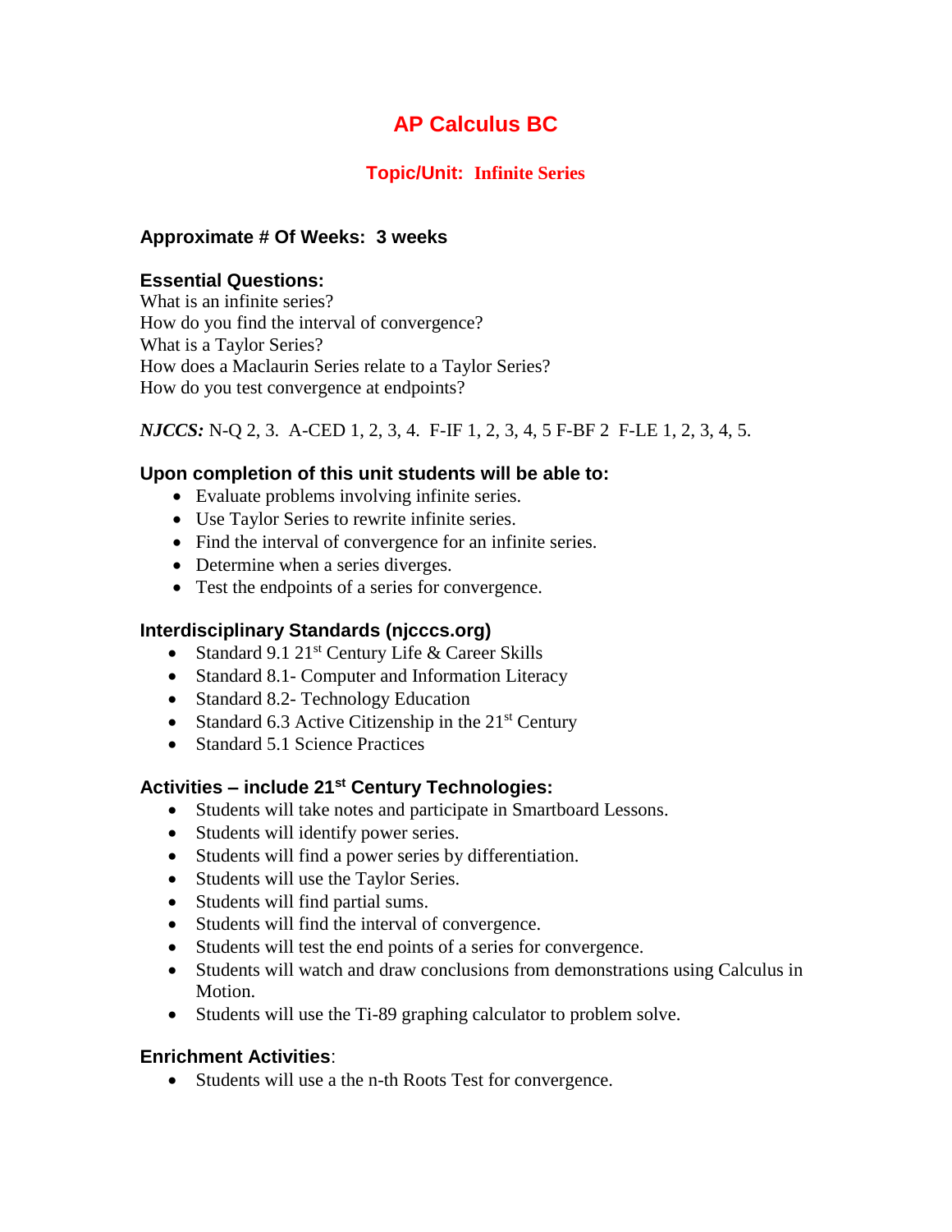# AP Calculus BC

## Topic/Unit: Infinite Series

**Approximate # Of Weeks: 3 weeks**

**Essential Questions:**
What is an infinite series?
How do you find the interval of convergence?
What is a Taylor Series?
How does a Maclaurin Series relate to a Taylor Series?
How do you test convergence at endpoints?

***NJCCS:*** N-Q 2, 3. A-CED 1, 2, 3, 4. F-IF 1, 2, 3, 4, 5 F-BF 2 F-LE 1, 2, 3, 4, 5.

**Upon completion of this unit students will be able to:**

- Evaluate problems involving infinite series.
- Use Taylor Series to rewrite infinite series.
- Find the interval of convergence for an infinite series.
- Determine when a series diverges.
- Test the endpoints of a series for convergence.

**Interdisciplinary Standards (njcccs.org)**

- Standard 9.1 21st Century Life & Career Skills
- Standard 8.1- Computer and Information Literacy
- Standard 8.2- Technology Education
- Standard 6.3 Active Citizenship in the 21st Century
- Standard 5.1 Science Practices

**Activities – include 21st Century Technologies:**

- Students will take notes and participate in Smartboard Lessons.
- Students will identify power series.
- Students will find a power series by differentiation.
- Students will use the Taylor Series.
- Students will find partial sums.
- Students will find the interval of convergence.
- Students will test the end points of a series for convergence.
- Students will watch and draw conclusions from demonstrations using Calculus in Motion.
- Students will use the Ti-89 graphing calculator to problem solve.

**Enrichment Activities**:

- Students will use a the n-th Roots Test for convergence.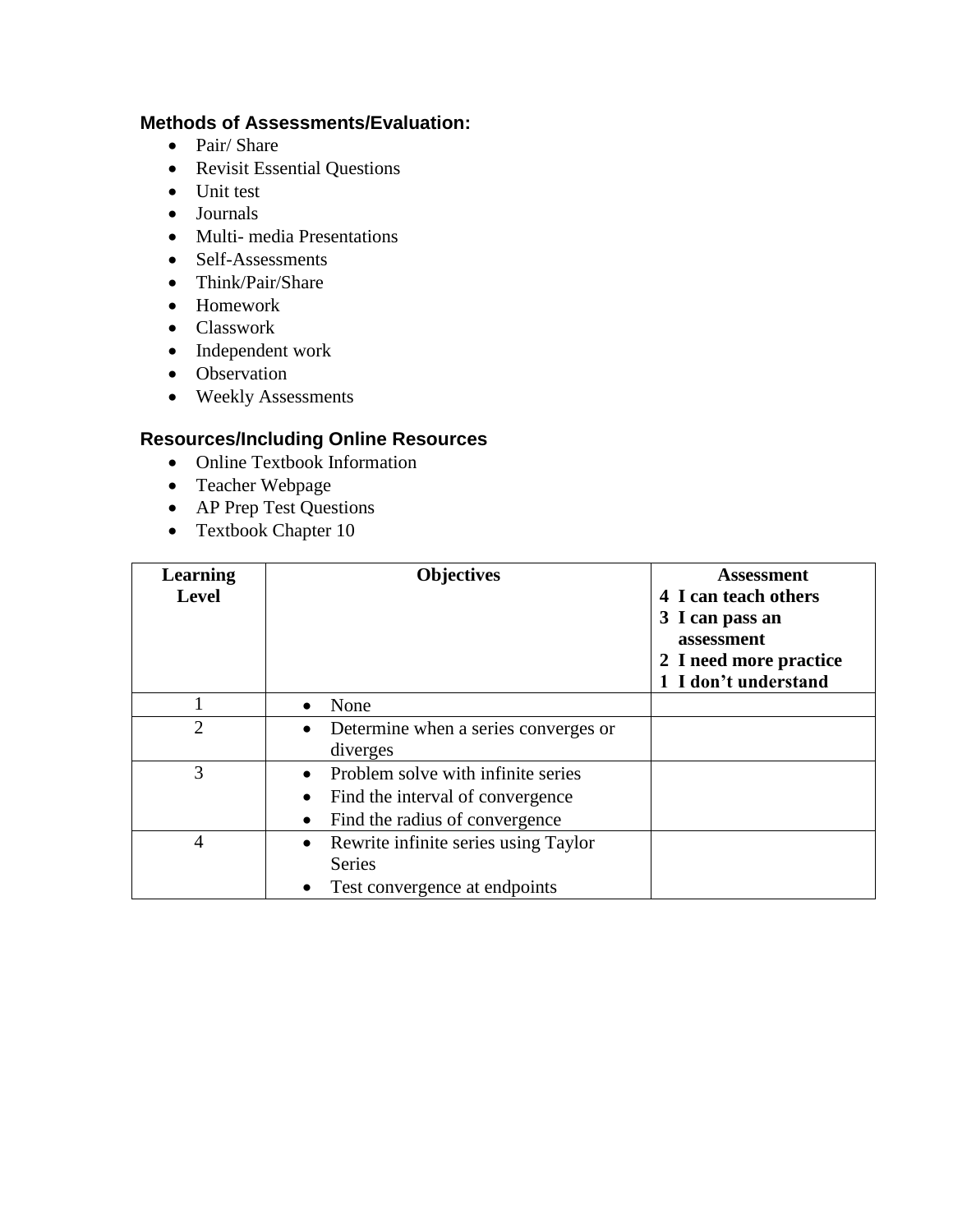### Methods of Assessments/Evaluation:

- Pair/ Share
- Revisit Essential Questions
- Unit test
- Journals
- Multi- media Presentations
- Self-Assessments
- Think/Pair/Share
- Homework
- Classwork
- Independent work
- Observation
- Weekly Assessments

### Resources/Including Online Resources

- Online Textbook Information
- Teacher Webpage
- AP Prep Test Questions
- Textbook Chapter 10

| Learning Level | Objectives | Assessment<br>4 I can teach others<br>3 I can pass an assessment<br>2 I need more practice<br>1 I don't understand |
|---|---|---|
| 1 | • None | |
| 2 | • Determine when a series converges or diverges | |
| 3 | • Problem solve with infinite series<br>• Find the interval of convergence<br>• Find the radius of convergence | |
| 4 | • Rewrite infinite series using Taylor Series<br>• Test convergence at endpoints | |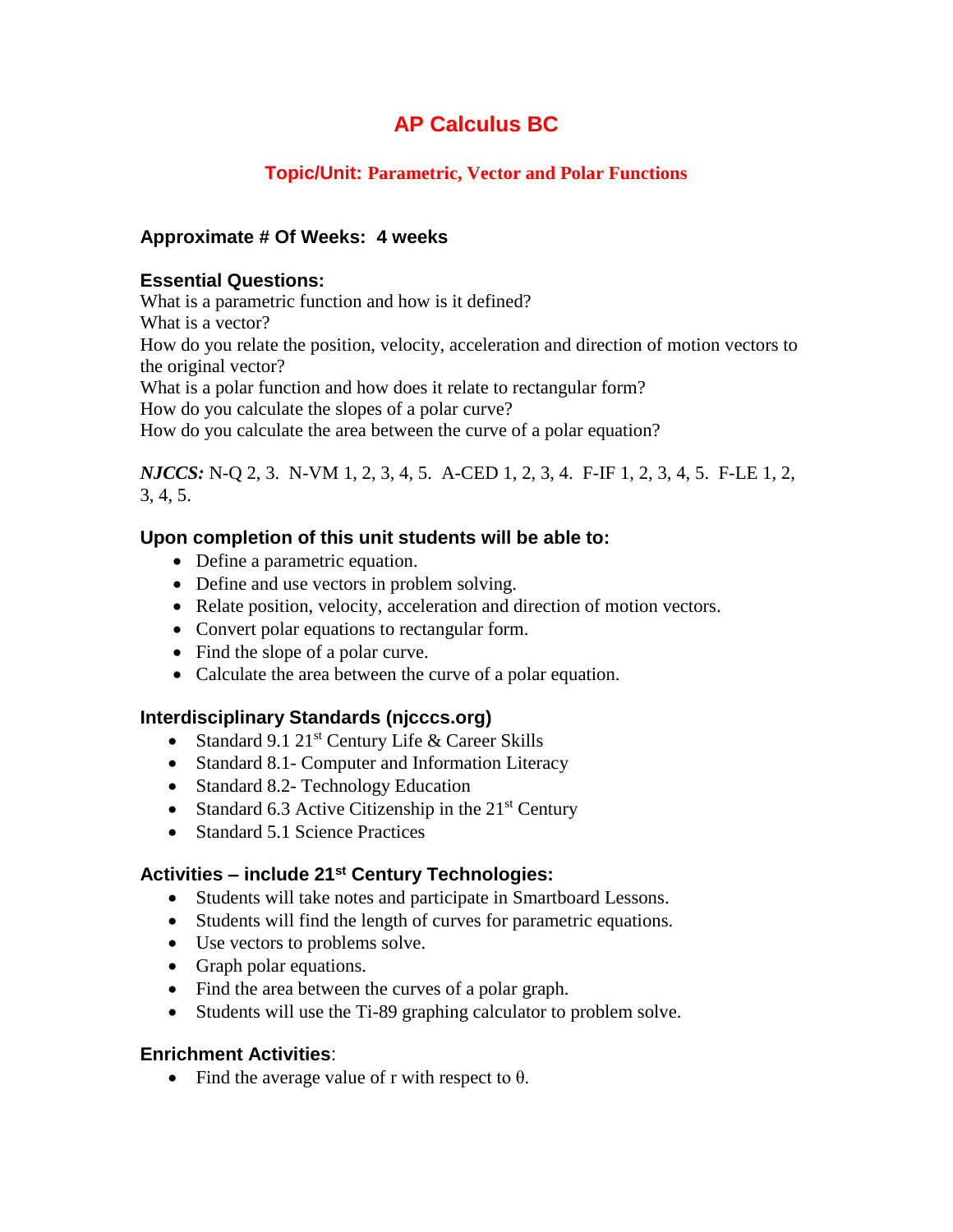# AP Calculus BC

## Topic/Unit: Parametric, Vector and Polar Functions

### Approximate # Of Weeks: 4 weeks

### Essential Questions:

What is a parametric function and how is it defined?
What is a vector?
How do you relate the position, velocity, acceleration and direction of motion vectors to the original vector?
What is a polar function and how does it relate to rectangular form?
How do you calculate the slopes of a polar curve?
How do you calculate the area between the curve of a polar equation?

***NJCCS:*** N-Q 2, 3. N-VM 1, 2, 3, 4, 5. A-CED 1, 2, 3, 4. F-IF 1, 2, 3, 4, 5. F-LE 1, 2, 3, 4, 5.

### Upon completion of this unit students will be able to:

- Define a parametric equation.
- Define and use vectors in problem solving.
- Relate position, velocity, acceleration and direction of motion vectors.
- Convert polar equations to rectangular form.
- Find the slope of a polar curve.
- Calculate the area between the curve of a polar equation.

### Interdisciplinary Standards (njcccs.org)

- Standard 9.1 21st Century Life & Career Skills
- Standard 8.1- Computer and Information Literacy
- Standard 8.2- Technology Education
- Standard 6.3 Active Citizenship in the 21st Century
- Standard 5.1 Science Practices

### Activities – include 21st Century Technologies:

- Students will take notes and participate in Smartboard Lessons.
- Students will find the length of curves for parametric equations.
- Use vectors to problems solve.
- Graph polar equations.
- Find the area between the curves of a polar graph.
- Students will use the Ti-89 graphing calculator to problem solve.

### Enrichment Activities:

- Find the average value of r with respect to θ.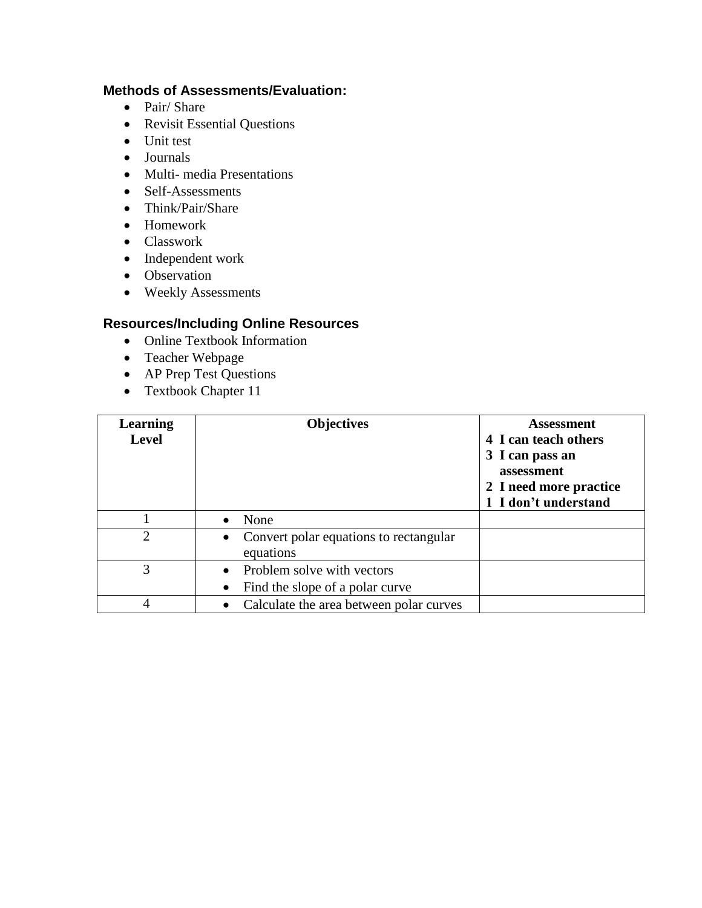### Methods of Assessments/Evaluation:

- Pair/ Share
- Revisit Essential Questions
- Unit test
- Journals
- Multi- media Presentations
- Self-Assessments
- Think/Pair/Share
- Homework
- Classwork
- Independent work
- Observation
- Weekly Assessments

### Resources/Including Online Resources

- Online Textbook Information
- Teacher Webpage
- AP Prep Test Questions
- Textbook Chapter 11

| **Learning Level** | **Objectives** | **Assessment**<br>**4 I can teach others**<br>**3 I can pass an assessment**<br>**2 I need more practice**<br>**1 I don't understand** |
|---|---|---|
| 1 | • None | |
| 2 | • Convert polar equations to rectangular equations | |
| 3 | • Problem solve with vectors<br>• Find the slope of a polar curve | |
| 4 | • Calculate the area between polar curves | |